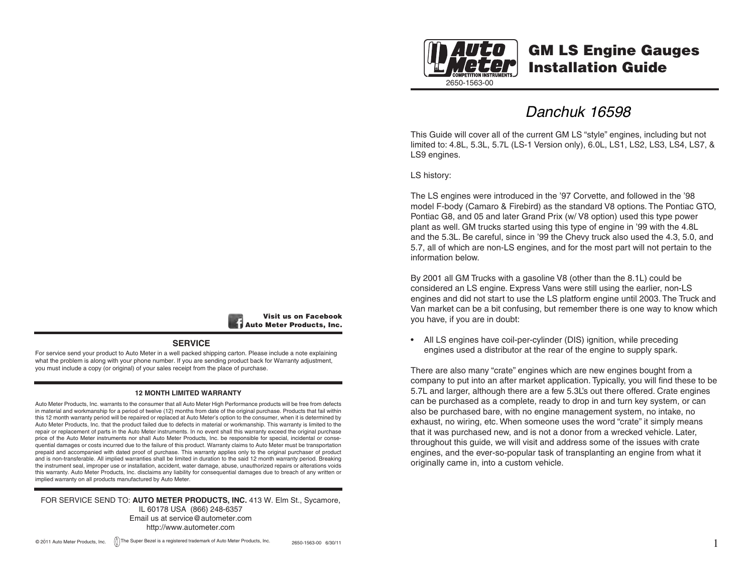**Visit us on Facebook**
**Auto Meter Products, Inc.**

## SERVICE

For service send your product to Auto Meter in a well packed shipping carton. Please include a note explaining what the problem is along with your phone number. If you are sending product back for Warranty adjustment, you must include a copy (or original) of your sales receipt from the place of purchase.

### 12 MONTH LIMITED WARRANTY

Auto Meter Products, Inc. warrants to the consumer that all Auto Meter High Performance products will be free from defects in material and workmanship for a period of twelve (12) months from date of the original purchase. Products that fail within this 12 month warranty period will be repaired or replaced at Auto Meter's option to the consumer, when it is determined by Auto Meter Products, Inc. that the product failed due to defects in material or workmanship. This warranty is limited to the repair or replacement of parts in the Auto Meter instruments. In no event shall this warranty exceed the original purchase price of the Auto Meter instruments nor shall Auto Meter Products, Inc. be responsible for special, incidental or consequential damages or costs incurred due to the failure of this product. Warranty claims to Auto Meter must be transportation prepaid and accompanied with dated proof of purchase. This warranty applies only to the original purchaser of product and is non-transferable. All implied warranties shall be limited in duration to the said 12 month warranty period. Breaking the instrument seal, improper use or installation, accident, water damage, abuse, unauthorized repairs or alterations voids this warranty. Auto Meter Products, Inc. disclaims any liability for consequential damages due to breach of any written or implied warranty on all products manufactured by Auto Meter.

FOR SERVICE SEND TO: **AUTO METER PRODUCTS, INC.** 413 W. Elm St., Sycamore, IL 60178 USA (866) 248-6357
Email us at service@autometer.com
http://www.autometer.com

© 2011 Auto Meter Products, Inc. The Super Bezel is a registered trademark of Auto Meter Products, Inc. 2650-1563-00 6/30/11

---

Auto Meter Competition Instruments

2650-1563-00

# GM LS Engine Gauges Installation Guide

## *Danchuk 16598*

This Guide will cover all of the current GM LS "style" engines, including but not limited to: 4.8L, 5.3L, 5.7L (LS-1 Version only), 6.0L, LS1, LS2, LS3, LS4, LS7, & LS9 engines.

LS history:

The LS engines were introduced in the '97 Corvette, and followed in the '98 model F-body (Camaro & Firebird) as the standard V8 options. The Pontiac GTO, Pontiac G8, and 05 and later Grand Prix (w/ V8 option) used this type power plant as well. GM trucks started using this type of engine in '99 with the 4.8L and the 5.3L. Be careful, since in '99 the Chevy truck also used the 4.3, 5.0, and 5.7, all of which are non-LS engines, and for the most part will not pertain to the information below.

By 2001 all GM Trucks with a gasoline V8 (other than the 8.1L) could be considered an LS engine. Express Vans were still using the earlier, non-LS engines and did not start to use the LS platform engine until 2003. The Truck and Van market can be a bit confusing, but remember there is one way to know which you have, if you are in doubt:

- All LS engines have coil-per-cylinder (DIS) ignition, while preceding engines used a distributor at the rear of the engine to supply spark.

There are also many "crate" engines which are new engines bought from a company to put into an after market application. Typically, you will find these to be 5.7L and larger, although there are a few 5.3L's out there offered. Crate engines can be purchased as a complete, ready to drop in and turn key system, or can also be purchased bare, with no engine management system, no intake, no exhaust, no wiring, etc. When someone uses the word "crate" it simply means that it was purchased new, and is not a donor from a wrecked vehicle. Later, throughout this guide, we will visit and address some of the issues with crate engines, and the ever-so-popular task of transplanting an engine from what it originally came in, into a custom vehicle.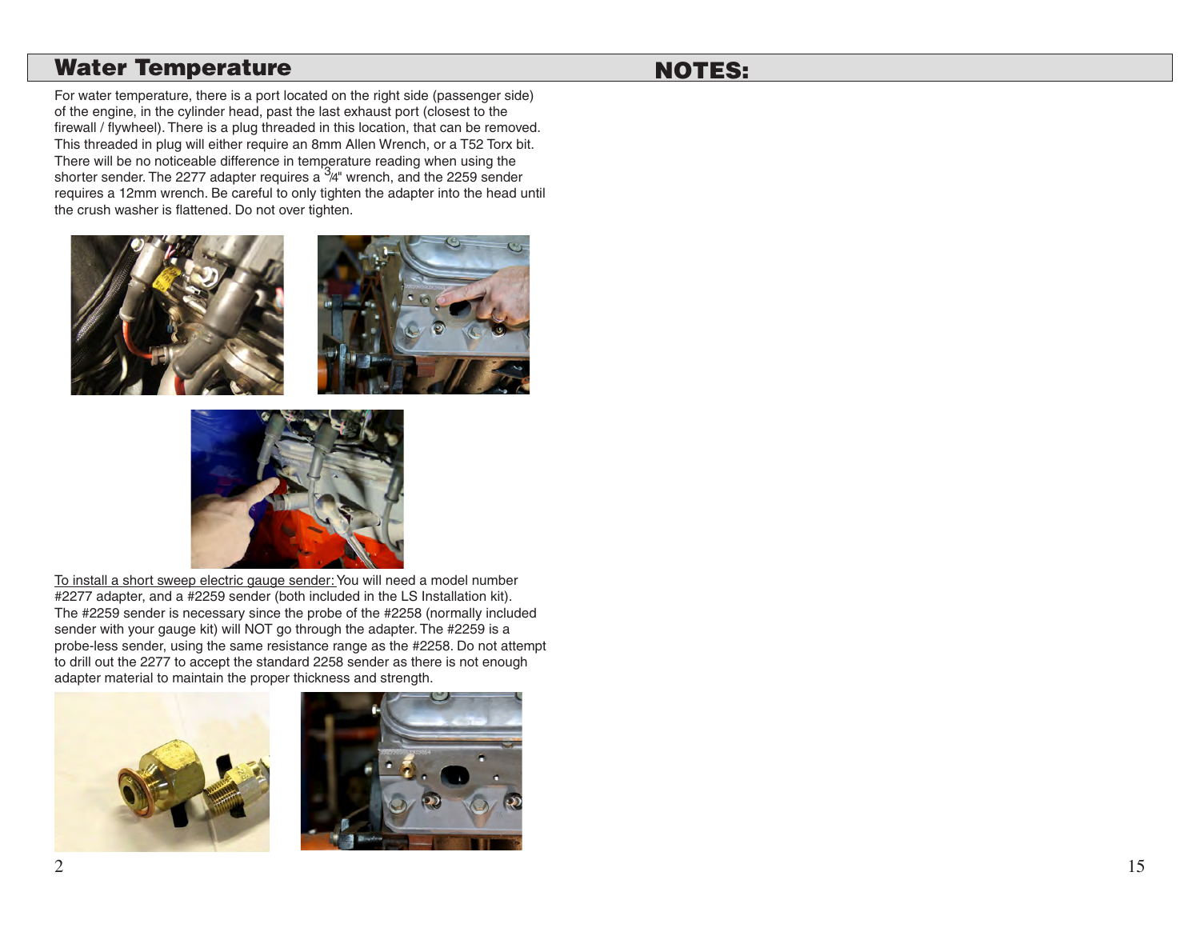## Water Temperature

For water temperature, there is a port located on the right side (passenger side) of the engine, in the cylinder head, past the last exhaust port (closest to the firewall / flywheel). There is a plug threaded in this location, that can be removed. This threaded in plug will either require an 8mm Allen Wrench, or a T52 Torx bit. There will be no noticeable difference in temperature reading when using the shorter sender. The 2277 adapter requires a 3/4" wrench, and the 2259 sender requires a 12mm wrench. Be careful to only tighten the adapter into the head until the crush washer is flattened. Do not over tighten.

To install a short sweep electric gauge sender: You will need a model number #2277 adapter, and a #2259 sender (both included in the LS Installation kit). The #2259 sender is necessary since the probe of the #2258 (normally included sender with your gauge kit) will NOT go through the adapter. The #2259 is a probe-less sender, using the same resistance range as the #2258. Do not attempt to drill out the 2277 to accept the standard 2258 sender as there is not enough adapter material to maintain the proper thickness and strength.

## NOTES: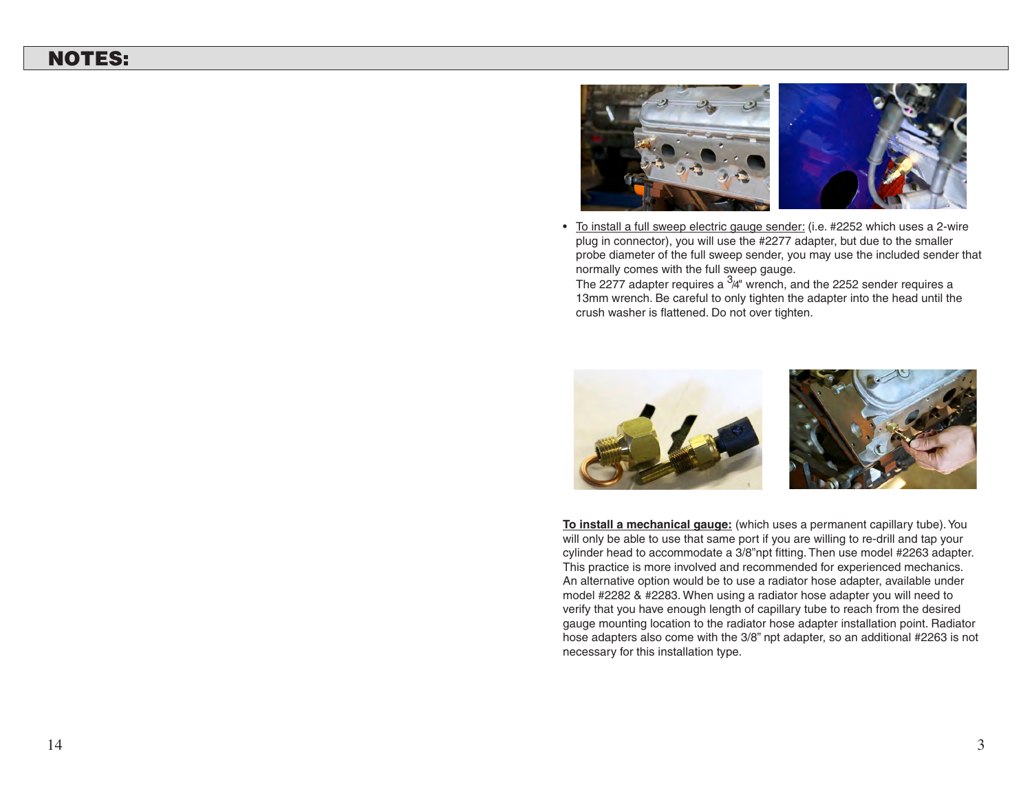## NOTES:

- To install a full sweep electric gauge sender: (i.e. #2252 which uses a 2-wire plug in connector), you will use the #2277 adapter, but due to the smaller probe diameter of the full sweep sender, you may use the included sender that normally comes with the full sweep gauge.
  The 2277 adapter requires a 3/4" wrench, and the 2252 sender requires a 13mm wrench. Be careful to only tighten the adapter into the head until the crush washer is flattened. Do not over tighten.

**To install a mechanical gauge:** (which uses a permanent capillary tube). You will only be able to use that same port if you are willing to re-drill and tap your cylinder head to accommodate a 3/8"npt fitting. Then use model #2263 adapter. This practice is more involved and recommended for experienced mechanics. An alternative option would be to use a radiator hose adapter, available under model #2282 & #2283. When using a radiator hose adapter you will need to verify that you have enough length of capillary tube to reach from the desired gauge mounting location to the radiator hose adapter installation point. Radiator hose adapters also come with the 3/8" npt adapter, so an additional #2263 is not necessary for this installation type.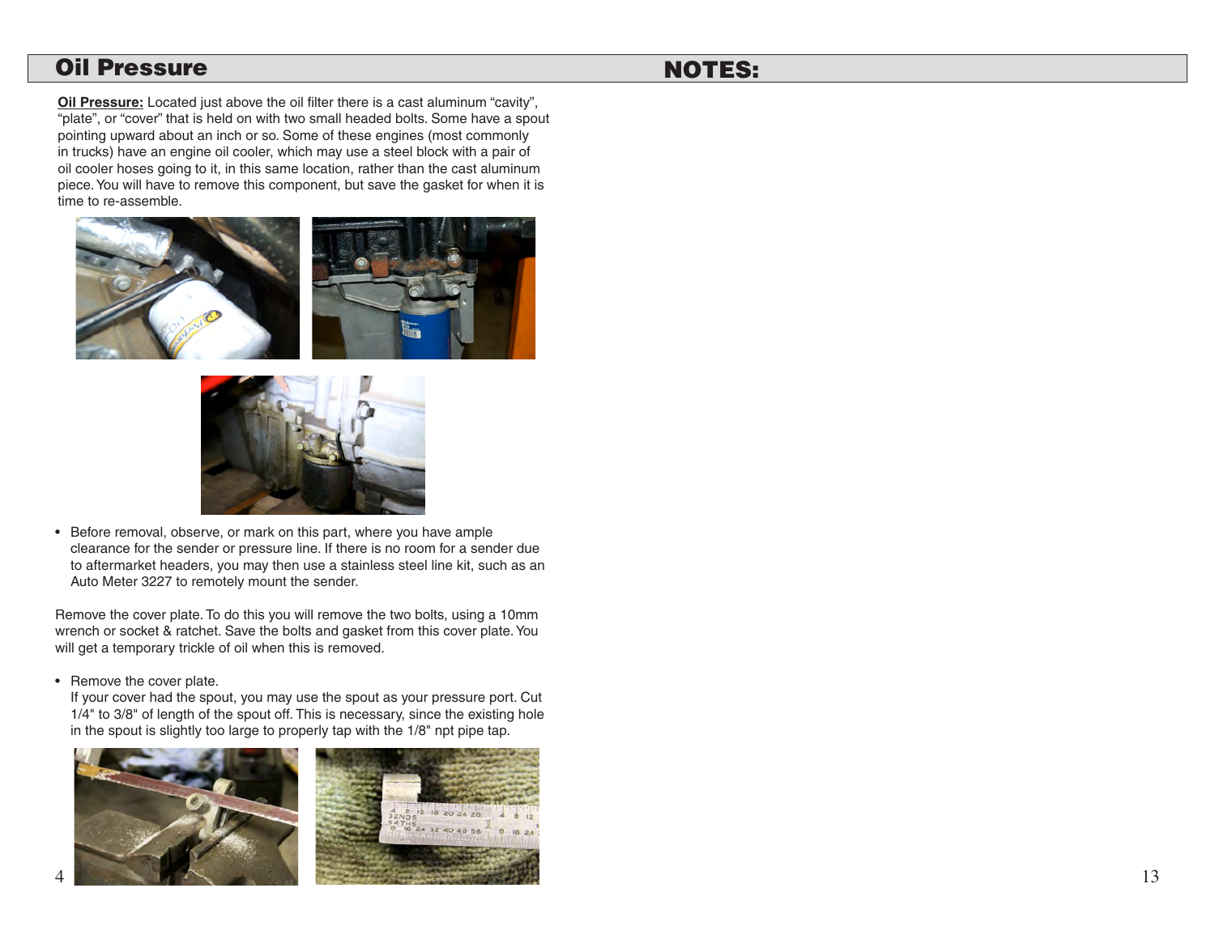## Oil Pressure

**Oil Pressure:** Located just above the oil filter there is a cast aluminum “cavity”, “plate”, or “cover” that is held on with two small headed bolts. Some have a spout pointing upward about an inch or so. Some of these engines (most commonly in trucks) have an engine oil cooler, which may use a steel block with a pair of oil cooler hoses going to it, in this same location, rather than the cast aluminum piece. You will have to remove this component, but save the gasket for when it is time to re-assemble.

- Before removal, observe, or mark on this part, where you have ample clearance for the sender or pressure line. If there is no room for a sender due to aftermarket headers, you may then use a stainless steel line kit, such as an Auto Meter 3227 to remotely mount the sender.

Remove the cover plate. To do this you will remove the two bolts, using a 10mm wrench or socket & ratchet. Save the bolts and gasket from this cover plate. You will get a temporary trickle of oil when this is removed.

- Remove the cover plate.
  If your cover had the spout, you may use the spout as your pressure port. Cut 1/4" to 3/8" of length of the spout off. This is necessary, since the existing hole in the spout is slightly too large to properly tap with the 1/8" npt pipe tap.

## NOTES: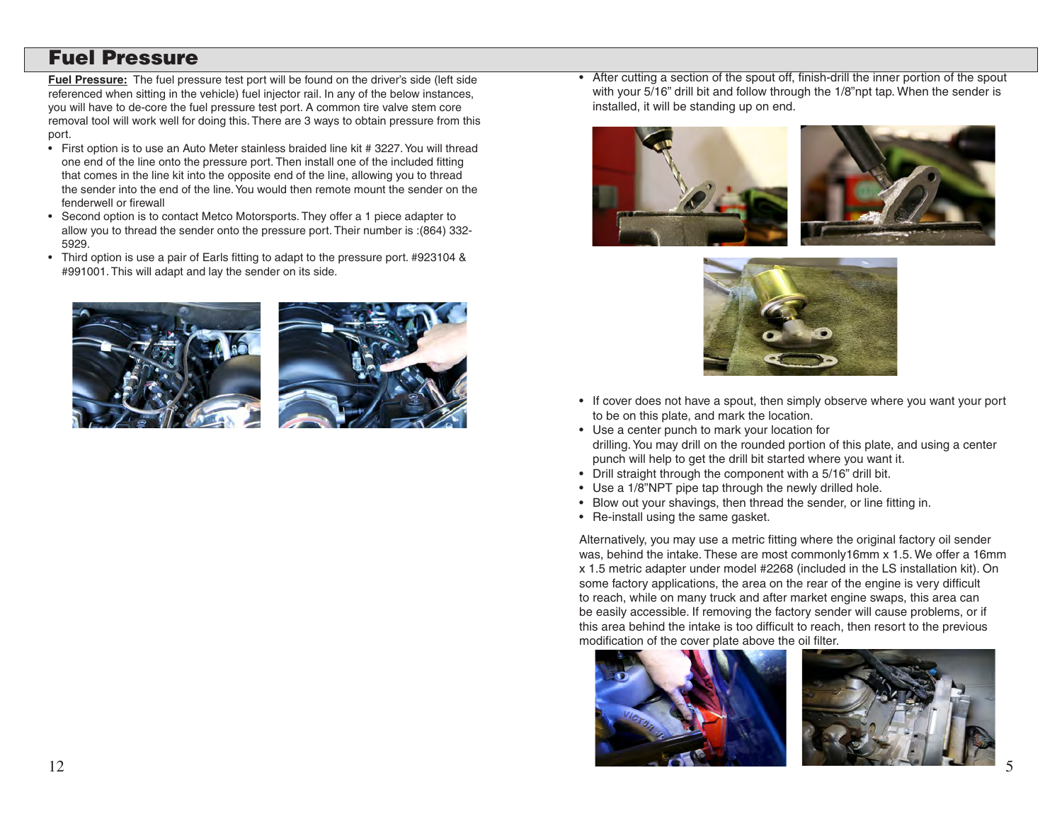# Fuel Pressure

**Fuel Pressure:** The fuel pressure test port will be found on the driver's side (left side referenced when sitting in the vehicle) fuel injector rail. In any of the below instances, you will have to de-core the fuel pressure test port. A common tire valve stem core removal tool will work well for doing this. There are 3 ways to obtain pressure from this port.

- First option is to use an Auto Meter stainless braided line kit # 3227. You will thread one end of the line onto the pressure port. Then install one of the included fitting that comes in the line kit into the opposite end of the line, allowing you to thread the sender into the end of the line. You would then remote mount the sender on the fenderwell or firewall
- Second option is to contact Metco Motorsports. They offer a 1 piece adapter to allow you to thread the sender onto the pressure port. Their number is :(864) 332-5929.
- Third option is use a pair of Earls fitting to adapt to the pressure port. #923104 & #991001. This will adapt and lay the sender on its side.

- After cutting a section of the spout off, finish-drill the inner portion of the spout with your 5/16" drill bit and follow through the 1/8"npt tap. When the sender is installed, it will be standing up on end.

- If cover does not have a spout, then simply observe where you want your port to be on this plate, and mark the location.
- Use a center punch to mark your location for drilling. You may drill on the rounded portion of this plate, and using a center punch will help to get the drill bit started where you want it.
- Drill straight through the component with a 5/16" drill bit.
- Use a 1/8"NPT pipe tap through the newly drilled hole.
- Blow out your shavings, then thread the sender, or line fitting in.
- Re-install using the same gasket.

Alternatively, you may use a metric fitting where the original factory oil sender was, behind the intake. These are most commonly16mm x 1.5. We offer a 16mm x 1.5 metric adapter under model #2268 (included in the LS installation kit). On some factory applications, the area on the rear of the engine is very difficult to reach, while on many truck and after market engine swaps, this area can be easily accessible. If removing the factory sender will cause problems, or if this area behind the intake is too difficult to reach, then resort to the previous modification of the cover plate above the oil filter.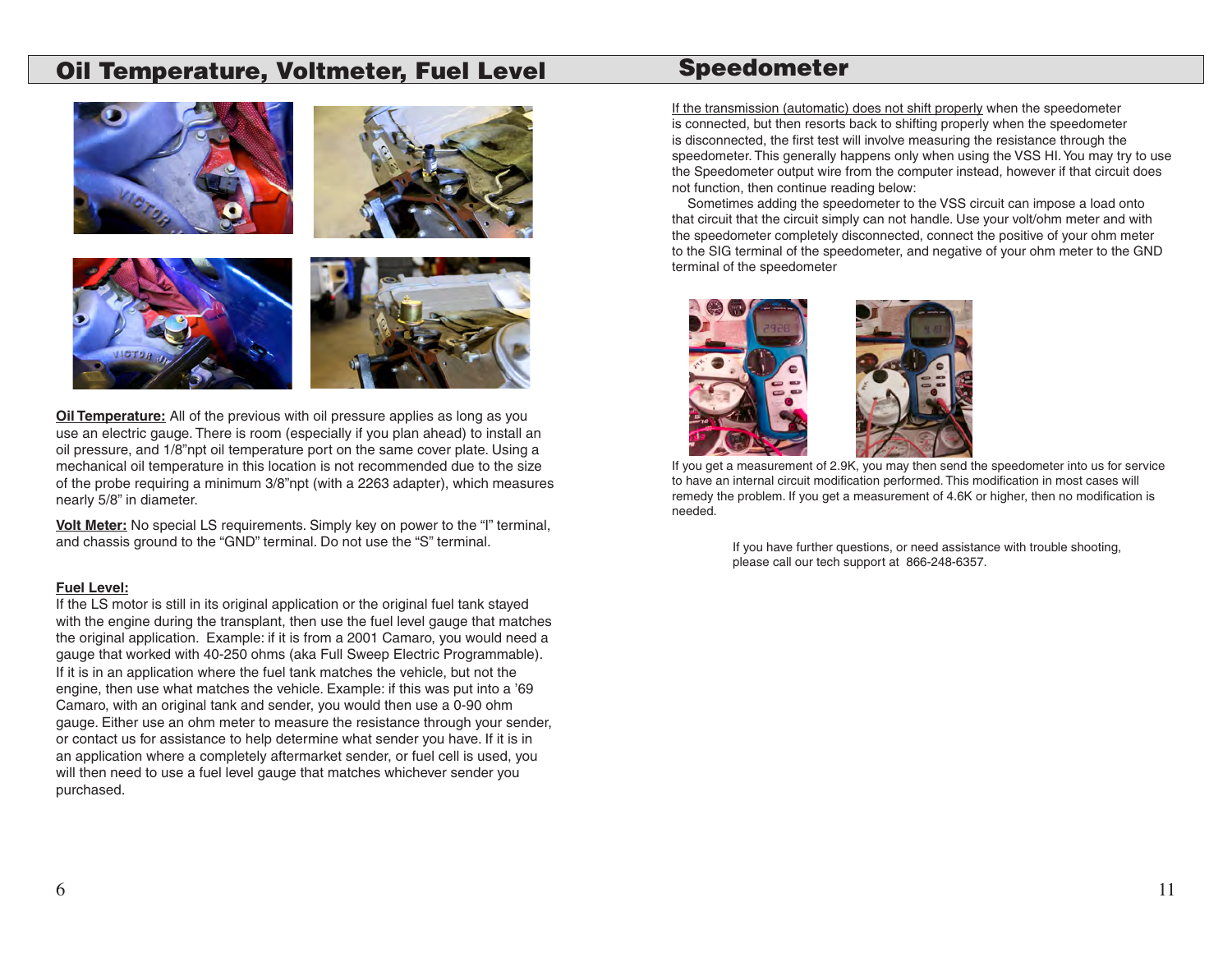## Oil Temperature, Voltmeter, Fuel Level

**Oil Temperature:** All of the previous with oil pressure applies as long as you use an electric gauge. There is room (especially if you plan ahead) to install an oil pressure, and 1/8"npt oil temperature port on the same cover plate. Using a mechanical oil temperature in this location is not recommended due to the size of the probe requiring a minimum 3/8"npt (with a 2263 adapter), which measures nearly 5/8" in diameter.

**Volt Meter:** No special LS requirements. Simply key on power to the "I" terminal, and chassis ground to the "GND" terminal. Do not use the "S" terminal.

**Fuel Level:**
If the LS motor is still in its original application or the original fuel tank stayed with the engine during the transplant, then use the fuel level gauge that matches the original application. Example: if it is from a 2001 Camaro, you would need a gauge that worked with 40-250 ohms (aka Full Sweep Electric Programmable). If it is in an application where the fuel tank matches the vehicle, but not the engine, then use what matches the vehicle. Example: if this was put into a '69 Camaro, with an original tank and sender, you would then use a 0-90 ohm gauge. Either use an ohm meter to measure the resistance through your sender, or contact us for assistance to help determine what sender you have. If it is in an application where a completely aftermarket sender, or fuel cell is used, you will then need to use a fuel level gauge that matches whichever sender you purchased.

## Speedometer

If the transmission (automatic) does not shift properly when the speedometer is connected, but then resorts back to shifting properly when the speedometer is disconnected, the first test will involve measuring the resistance through the speedometer. This generally happens only when using the VSS HI. You may try to use the Speedometer output wire from the computer instead, however if that circuit does not function, then continue reading below:

Sometimes adding the speedometer to the VSS circuit can impose a load onto that circuit that the circuit simply can not handle. Use your volt/ohm meter and with the speedometer completely disconnected, connect the positive of your ohm meter to the SIG terminal of the speedometer, and negative of your ohm meter to the GND terminal of the speedometer

If you get a measurement of 2.9K, you may then send the speedometer into us for service to have an internal circuit modification performed. This modification in most cases will remedy the problem. If you get a measurement of 4.6K or higher, then no modification is needed.

If you have further questions, or need assistance with trouble shooting, please call our tech support at 866-248-6357.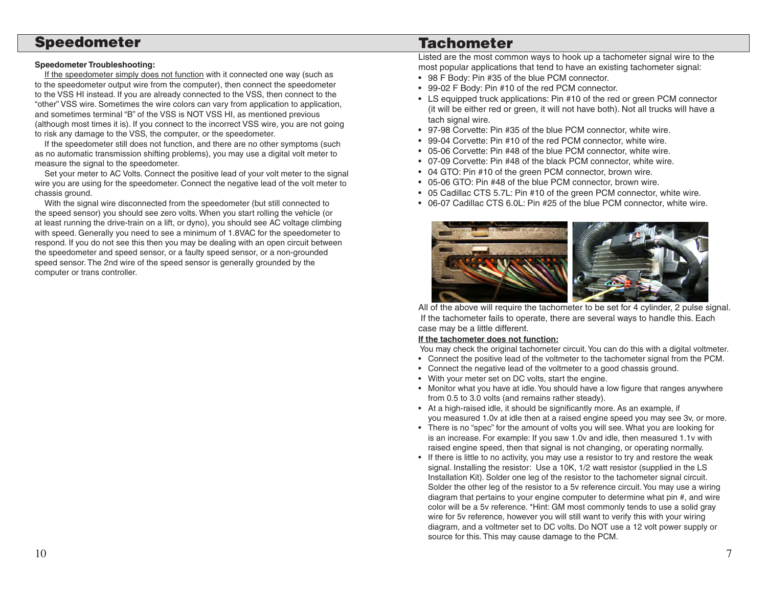## Speedometer

**Speedometer Troubleshooting:**

If the speedometer simply does not function with it connected one way (such as to the speedometer output wire from the computer), then connect the speedometer to the VSS HI instead. If you are already connected to the VSS, then connect to the "other" VSS wire. Sometimes the wire colors can vary from application to application, and sometimes terminal "B" of the VSS is NOT VSS HI, as mentioned previous (although most times it is). If you connect to the incorrect VSS wire, you are not going to risk any damage to the VSS, the computer, or the speedometer.

If the speedometer still does not function, and there are no other symptoms (such as no automatic transmission shifting problems), you may use a digital volt meter to measure the signal to the speedometer.

Set your meter to AC Volts. Connect the positive lead of your volt meter to the signal wire you are using for the speedometer. Connect the negative lead of the volt meter to chassis ground.

With the signal wire disconnected from the speedometer (but still connected to the speed sensor) you should see zero volts. When you start rolling the vehicle (or at least running the drive-train on a lift, or dyno), you should see AC voltage climbing with speed. Generally you need to see a minimum of 1.8VAC for the speedometer to respond. If you do not see this then you may be dealing with an open circuit between the speedometer and speed sensor, or a faulty speed sensor, or a non-grounded speed sensor. The 2nd wire of the speed sensor is generally grounded by the computer or trans controller.

## Tachometer

Listed are the most common ways to hook up a tachometer signal wire to the most popular applications that tend to have an existing tachometer signal:

- 98 F Body: Pin #35 of the blue PCM connector.
- 99-02 F Body: Pin #10 of the red PCM connector.
- LS equipped truck applications: Pin #10 of the red or green PCM connector (it will be either red or green, it will not have both). Not all trucks will have a tach signal wire.
- 97-98 Corvette: Pin #35 of the blue PCM connector, white wire.
- 99-04 Corvette: Pin #10 of the red PCM connector, white wire.
- 05-06 Corvette: Pin #48 of the blue PCM connector, white wire.
- 07-09 Corvette: Pin #48 of the black PCM connector, white wire.
- 04 GTO: Pin #10 of the green PCM connector, brown wire.
- 05-06 GTO: Pin #48 of the blue PCM connector, brown wire.
- 05 Cadillac CTS 5.7L: Pin #10 of the green PCM connector, white wire.
- 06-07 Cadillac CTS 6.0L: Pin #25 of the blue PCM connector, white wire.

All of the above will require the tachometer to be set for 4 cylinder, 2 pulse signal. If the tachometer fails to operate, there are several ways to handle this. Each case may be a little different.

**If the tachometer does not function:**

You may check the original tachometer circuit. You can do this with a digital voltmeter.

- Connect the positive lead of the voltmeter to the tachometer signal from the PCM.
- Connect the negative lead of the voltmeter to a good chassis ground.
- With your meter set on DC volts, start the engine.
- Monitor what you have at idle. You should have a low figure that ranges anywhere from 0.5 to 3.0 volts (and remains rather steady).
- At a high-raised idle, it should be significantly more. As an example, if you measured 1.0v at idle then at a raised engine speed you may see 3v, or more.
- There is no "spec" for the amount of volts you will see. What you are looking for is an increase. For example: If you saw 1.0v and idle, then measured 1.1v with raised engine speed, then that signal is not changing, or operating normally.
- If there is little to no activity, you may use a resistor to try and restore the weak signal. Installing the resistor: Use a 10K, 1/2 watt resistor (supplied in the LS Installation Kit). Solder one leg of the resistor to the tachometer signal circuit. Solder the other leg of the resistor to a 5v reference circuit. You may use a wiring diagram that pertains to your engine computer to determine what pin #, and wire color will be a 5v reference. *Hint: GM most commonly tends to use a solid gray wire for 5v reference, however you will still want to verify this with your wiring diagram, and a voltmeter set to DC volts. Do NOT use a 12 volt power supply or source for this. This may cause damage to the PCM.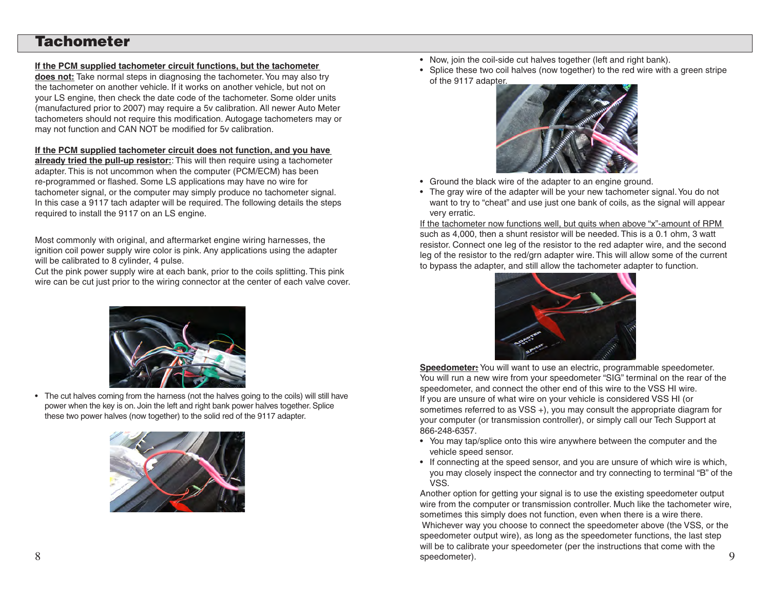# Tachometer

**If the PCM supplied tachometer circuit functions, but the tachometer does not:** Take normal steps in diagnosing the tachometer. You may also try the tachometer on another vehicle. If it works on another vehicle, but not on your LS engine, then check the date code of the tachometer. Some older units (manufactured prior to 2007) may require a 5v calibration. All newer Auto Meter tachometers should not require this modification. Autogage tachometers may or may not function and CAN NOT be modified for 5v calibration.

**If the PCM supplied tachometer circuit does not function, and you have already tried the pull-up resistor:**: This will then require using a tachometer adapter. This is not uncommon when the computer (PCM/ECM) has been re-programmed or flashed. Some LS applications may have no wire for tachometer signal, or the computer may simply produce no tachometer signal. In this case a 9117 tach adapter will be required. The following details the steps required to install the 9117 on an LS engine.

Most commonly with original, and aftermarket engine wiring harnesses, the ignition coil power supply wire color is pink. Any applications using the adapter will be calibrated to 8 cylinder, 4 pulse.
Cut the pink power supply wire at each bank, prior to the coils splitting. This pink wire can be cut just prior to the wiring connector at the center of each valve cover.

- The cut halves coming from the harness (not the halves going to the coils) will still have power when the key is on. Join the left and right bank power halves together. Splice these two power halves (now together) to the solid red of the 9117 adapter.

- Now, join the coil-side cut halves together (left and right bank).
- Splice these two coil halves (now together) to the red wire with a green stripe of the 9117 adapter.

- Ground the black wire of the adapter to an engine ground.
- The gray wire of the adapter will be your new tachometer signal. You do not want to try to "cheat" and use just one bank of coils, as the signal will appear very erratic.

If the tachometer now functions well, but quits when above "x"-amount of RPM such as 4,000, then a shunt resistor will be needed. This is a 0.1 ohm, 3 watt resistor. Connect one leg of the resistor to the red adapter wire, and the second leg of the resistor to the red/grn adapter wire. This will allow some of the current to bypass the adapter, and still allow the tachometer adapter to function.

**Speedometer:** You will want to use an electric, programmable speedometer. You will run a new wire from your speedometer "SIG" terminal on the rear of the speedometer, and connect the other end of this wire to the VSS HI wire.
If you are unsure of what wire on your vehicle is considered VSS HI (or sometimes referred to as VSS +), you may consult the appropriate diagram for your computer (or transmission controller), or simply call our Tech Support at 866-248-6357.

- You may tap/splice onto this wire anywhere between the computer and the vehicle speed sensor.
- If connecting at the speed sensor, and you are unsure of which wire is which, you may closely inspect the connector and try connecting to terminal "B" of the VSS.

Another option for getting your signal is to use the existing speedometer output wire from the computer or transmission controller. Much like the tachometer wire, sometimes this simply does not function, even when there is a wire there.
Whichever way you choose to connect the speedometer above (the VSS, or the speedometer output wire), as long as the speedometer functions, the last step will be to calibrate your speedometer (per the instructions that come with the speedometer).